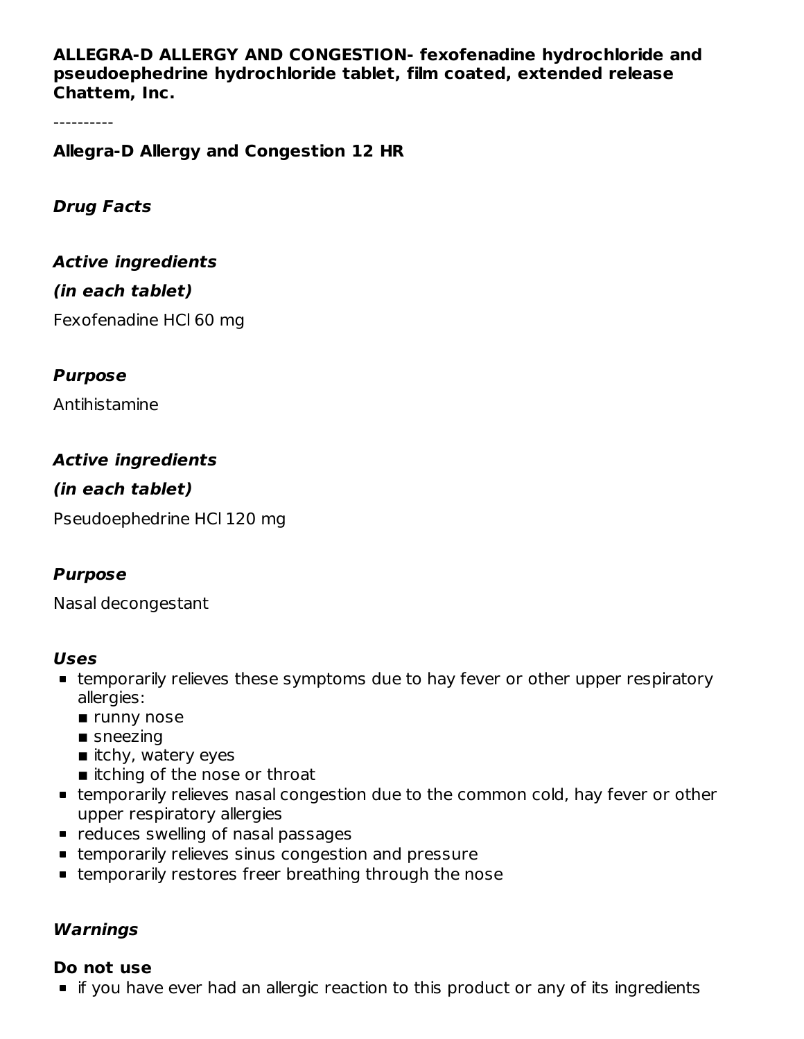**ALLEGRA-D ALLERGY AND CONGESTION- fexofenadine hydrochloride and pseudoephedrine hydrochloride tablet, film coated, extended release**
**Chattem, Inc.**

----------

## Allegra-D Allergy and Congestion 12 HR

### *Drug Facts*

### *Active ingredients*

***(in each tablet)***

Fexofenadine HCl 60 mg

### *Purpose*

Antihistamine

### *Active ingredients*

***(in each tablet)***

Pseudoephedrine HCl 120 mg

### *Purpose*

Nasal decongestant

### *Uses*

- temporarily relieves these symptoms due to hay fever or other upper respiratory allergies:
  - runny nose
  - sneezing
  - itchy, watery eyes
  - itching of the nose or throat
- temporarily relieves nasal congestion due to the common cold, hay fever or other upper respiratory allergies
- reduces swelling of nasal passages
- temporarily relieves sinus congestion and pressure
- temporarily restores freer breathing through the nose

### *Warnings*

**Do not use**

- if you have ever had an allergic reaction to this product or any of its ingredients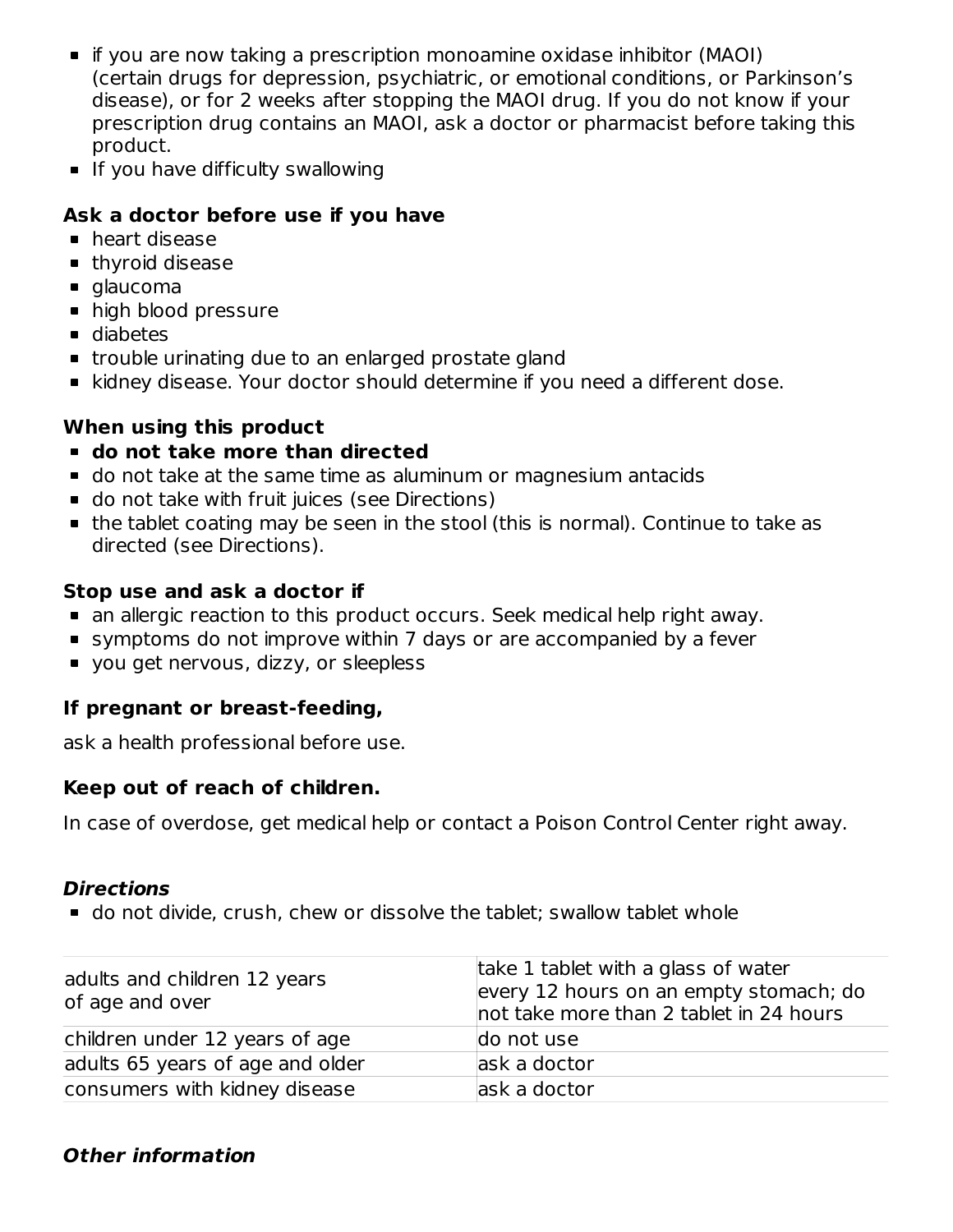- if you are now taking a prescription monoamine oxidase inhibitor (MAOI) (certain drugs for depression, psychiatric, or emotional conditions, or Parkinson's disease), or for 2 weeks after stopping the MAOI drug. If you do not know if your prescription drug contains an MAOI, ask a doctor or pharmacist before taking this product.
- If you have difficulty swallowing

### Ask a doctor before use if you have

- heart disease
- thyroid disease
- glaucoma
- high blood pressure
- diabetes
- trouble urinating due to an enlarged prostate gland
- kidney disease. Your doctor should determine if you need a different dose.

### When using this product

- **do not take more than directed**
- do not take at the same time as aluminum or magnesium antacids
- do not take with fruit juices (see Directions)
- the tablet coating may be seen in the stool (this is normal). Continue to take as directed (see Directions).

### Stop use and ask a doctor if

- an allergic reaction to this product occurs. Seek medical help right away.
- symptoms do not improve within 7 days or are accompanied by a fever
- you get nervous, dizzy, or sleepless

### If pregnant or breast-feeding,

ask a health professional before use.

### Keep out of reach of children.

In case of overdose, get medical help or contact a Poison Control Center right away.

### *Directions*

- do not divide, crush, chew or dissolve the tablet; swallow tablet whole

| | |
|---|---|
| adults and children 12 years of age and over | take 1 tablet with a glass of water every 12 hours on an empty stomach; do not take more than 2 tablet in 24 hours |
| children under 12 years of age | do not use |
| adults 65 years of age and older | ask a doctor |
| consumers with kidney disease | ask a doctor |

### *Other information*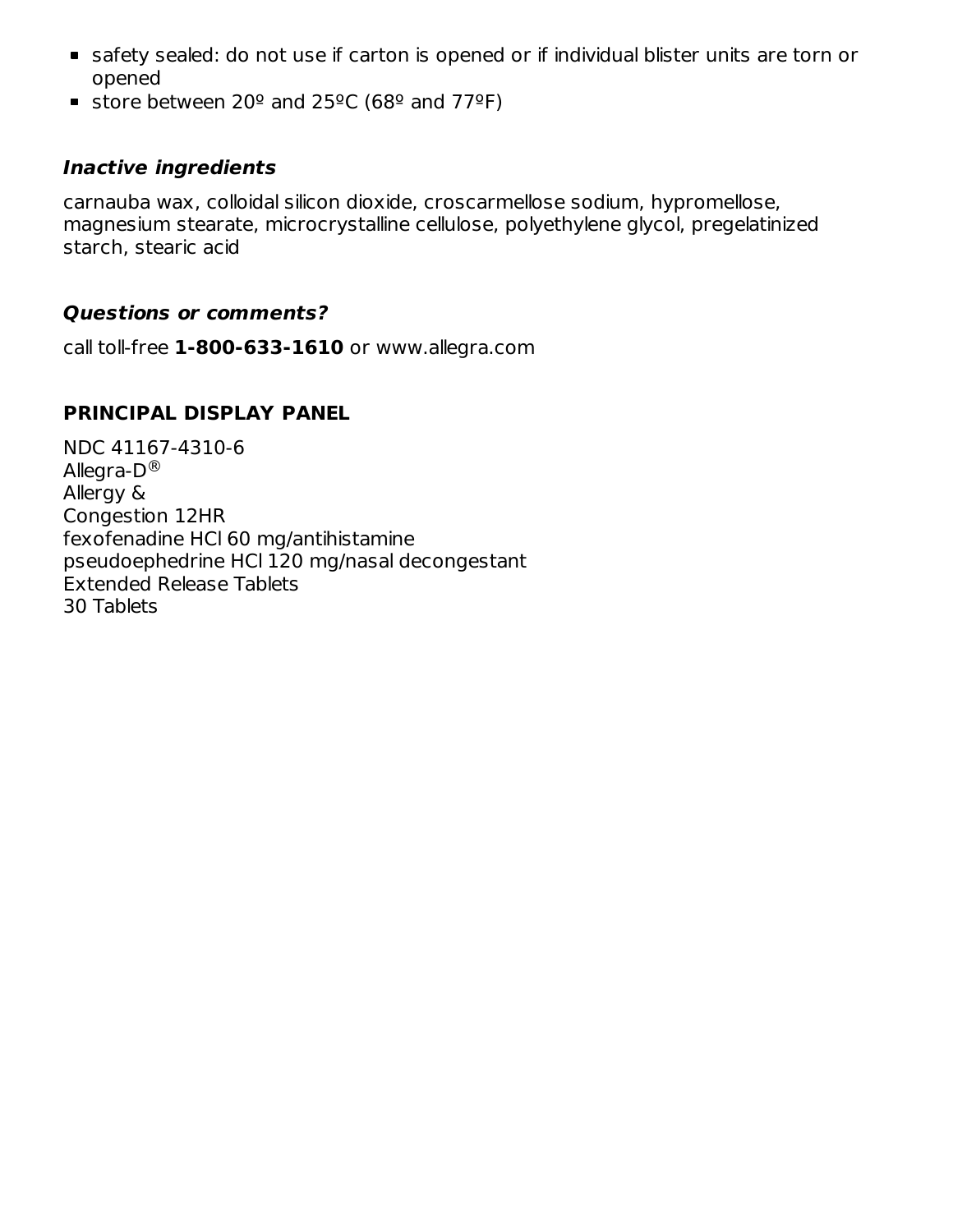- safety sealed: do not use if carton is opened or if individual blister units are torn or opened
- store between 20º and 25ºC (68º and 77ºF)

### ***Inactive ingredients***

carnauba wax, colloidal silicon dioxide, croscarmellose sodium, hypromellose, magnesium stearate, microcrystalline cellulose, polyethylene glycol, pregelatinized starch, stearic acid

### ***Questions or comments?***

call toll-free **1-800-633-1610** or www.allegra.com

## PRINCIPAL DISPLAY PANEL

NDC 41167-4310-6
Allegra-D®
Allergy &
Congestion 12HR
fexofenadine HCl 60 mg/antihistamine
pseudoephedrine HCl 120 mg/nasal decongestant
Extended Release Tablets
30 Tablets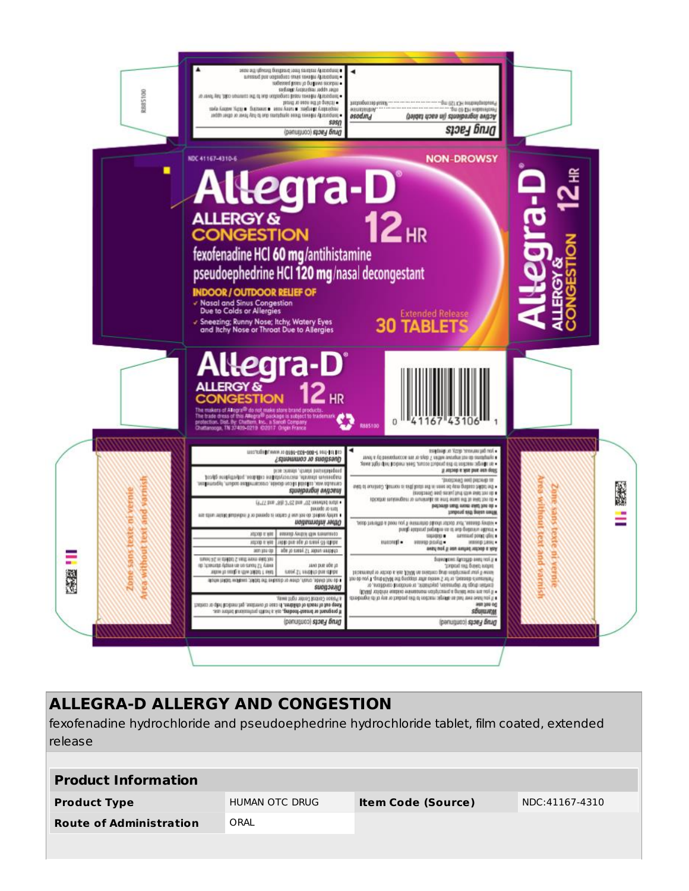NDC 41167-4310-6

NON-DROWSY

# Allegra-D®

ALLERGY & CONGESTION

12 HR

fexofenadine HCl 60 mg/antihistamine

pseudoephedrine HCl 120 mg/nasal decongestant

INDOOR / OUTDOOR RELIEF OF

- ✓ Nasal and Sinus Congestion Due to Colds or Allergies
- ✓ Sneezing; Runny Nose; Itchy, Watery Eyes and Itchy Nose or Throat Due to Allergies

Extended Release

30 TABLETS

Allegra-D® ALLERGY & CONGESTION 12 HR

The makers of Allegra® do not make store brand products. The trade dress of this Allegra® package is subject to trademark protection. Dist. By: Chattem, Inc., a Sanofi Company Chattanooga, TN 37409-0219 ©2017 Origin France

R885100

0 41167 43106 1

## ALLEGRA-D ALLERGY AND CONGESTION

fexofenadine hydrochloride and pseudoephedrine hydrochloride tablet, film coated, extended release

| Product Information | | | |
|---|---|---|---|
| **Product Type** | HUMAN OTC DRUG | **Item Code (Source)** | NDC:41167-4310 |
| **Route of Administration** | ORAL | | |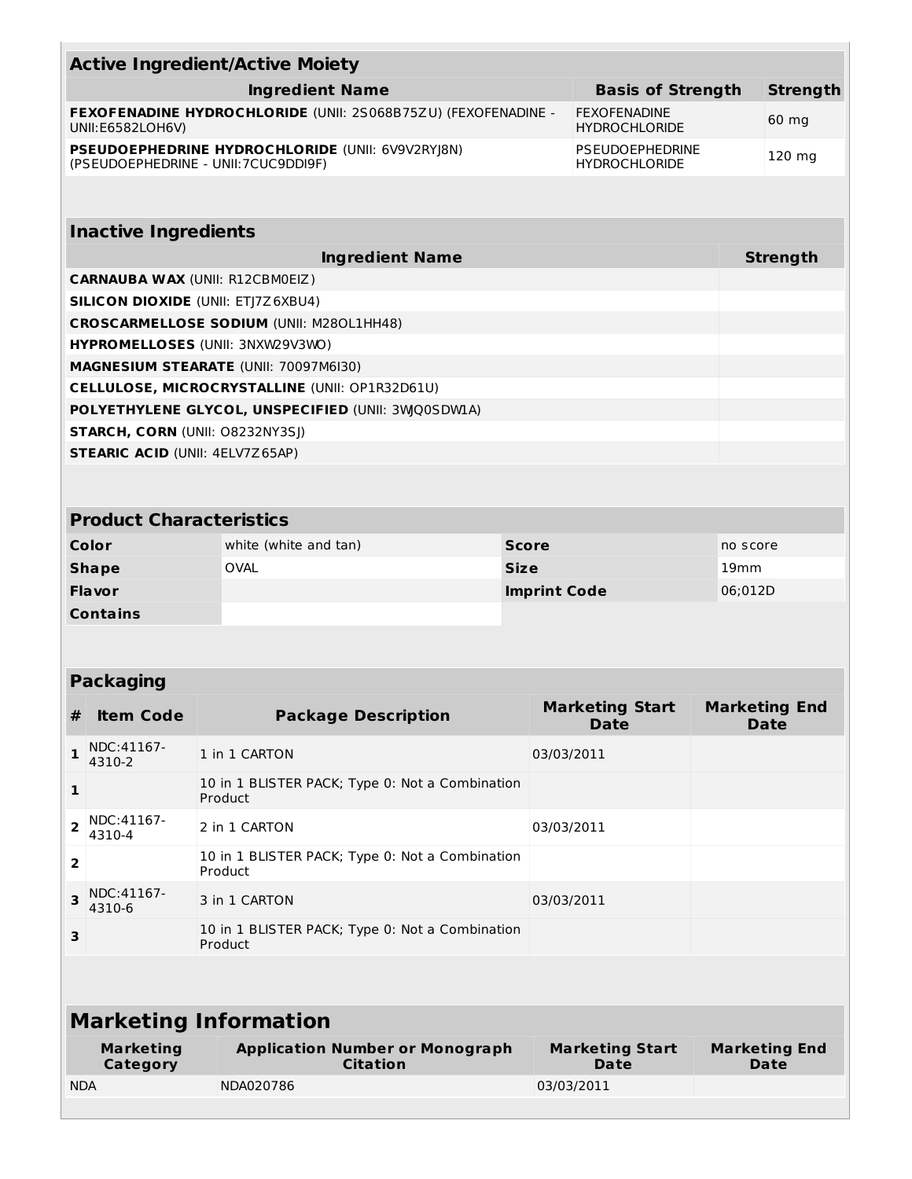| Active Ingredient/Active Moiety | | |
|---|---|---|
| **Ingredient Name** | **Basis of Strength** | **Strength** |
| **FEXOFENADINE HYDROCHLORIDE** (UNII: 2S068B75ZU) (FEXOFENADINE - UNII:E6582LOH6V) | FEXOFENADINE HYDROCHLORIDE | 60 mg |
| **PSEUDOEPHEDRINE HYDROCHLORIDE** (UNII: 6V9V2RYJ8N) (PSEUDOEPHEDRINE - UNII:7CUC9DDI9F) | PSEUDOEPHEDRINE HYDROCHLORIDE | 120 mg |

| Inactive Ingredients | |
|---|---|
| **Ingredient Name** | **Strength** |
| **CARNAUBA WAX** (UNII: R12CBM0EIZ) | |
| **SILICON DIOXIDE** (UNII: ETJ7Z6XBU4) | |
| **CROSCARMELLOSE SODIUM** (UNII: M28OL1HH48) | |
| **HYPROMELLOSES** (UNII: 3NXW29V3WO) | |
| **MAGNESIUM STEARATE** (UNII: 70097M6I30) | |
| **CELLULOSE, MICROCRYSTALLINE** (UNII: OP1R32D61U) | |
| **POLYETHYLENE GLYCOL, UNSPECIFIED** (UNII: 3WJQ0SDW1A) | |
| **STARCH, CORN** (UNII: O8232NY3SJ) | |
| **STEARIC ACID** (UNII: 4ELV7Z65AP) | |

| Product Characteristics | | | |
|---|---|---|---|
| **Color** | white (white and tan) | **Score** | no score |
| **Shape** | OVAL | **Size** | 19mm |
| **Flavor** | | **Imprint Code** | 06;012D |
| **Contains** | | | |

| Packaging | | | | |
|---|---|---|---|---|
| **#** | **Item Code** | **Package Description** | **Marketing Start Date** | **Marketing End Date** |
| 1 | NDC:41167-4310-2 | 1 in 1 CARTON | 03/03/2011 | |
| 1 | | 10 in 1 BLISTER PACK; Type 0: Not a Combination Product | | |
| 2 | NDC:41167-4310-4 | 2 in 1 CARTON | 03/03/2011 | |
| 2 | | 10 in 1 BLISTER PACK; Type 0: Not a Combination Product | | |
| 3 | NDC:41167-4310-6 | 3 in 1 CARTON | 03/03/2011 | |
| 3 | | 10 in 1 BLISTER PACK; Type 0: Not a Combination Product | | |

| Marketing Information | | | |
|---|---|---|---|
| **Marketing Category** | **Application Number or Monograph Citation** | **Marketing Start Date** | **Marketing End Date** |
| NDA | NDA020786 | 03/03/2011 | |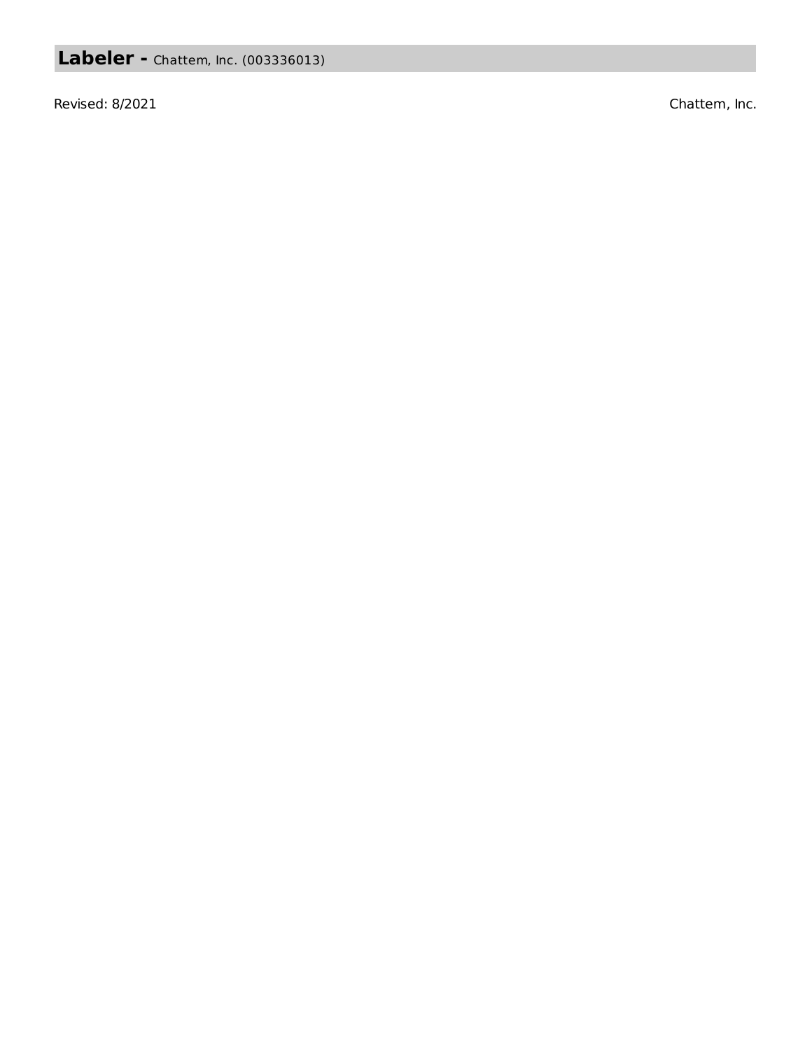**Labeler -** Chattem, Inc. (003336013)

Revised: 8/2021 Chattem, Inc.